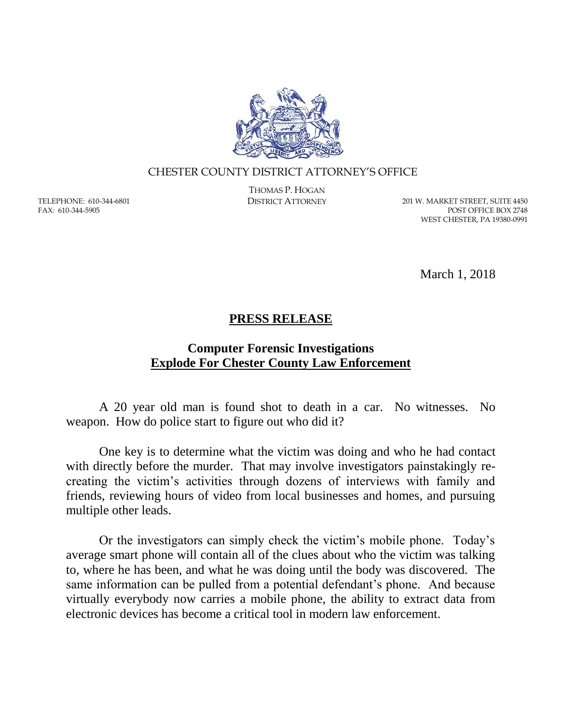CHESTER COUNTY DISTRICT ATTORNEY'S OFFICE

THOMAS P. HOGAN
DISTRICT ATTORNEY

TELEPHONE: 610-344-6801
FAX: 610-344-5905

201 W. MARKET STREET, SUITE 4450
POST OFFICE BOX 2748
WEST CHESTER, PA 19380-0991

March 1, 2018

# PRESS RELEASE

## Computer Forensic Investigations Explode For Chester County Law Enforcement

A 20 year old man is found shot to death in a car. No witnesses. No weapon. How do police start to figure out who did it?

One key is to determine what the victim was doing and who he had contact with directly before the murder. That may involve investigators painstakingly re-creating the victim's activities through dozens of interviews with family and friends, reviewing hours of video from local businesses and homes, and pursuing multiple other leads.

Or the investigators can simply check the victim's mobile phone. Today's average smart phone will contain all of the clues about who the victim was talking to, where he has been, and what he was doing until the body was discovered. The same information can be pulled from a potential defendant's phone. And because virtually everybody now carries a mobile phone, the ability to extract data from electronic devices has become a critical tool in modern law enforcement.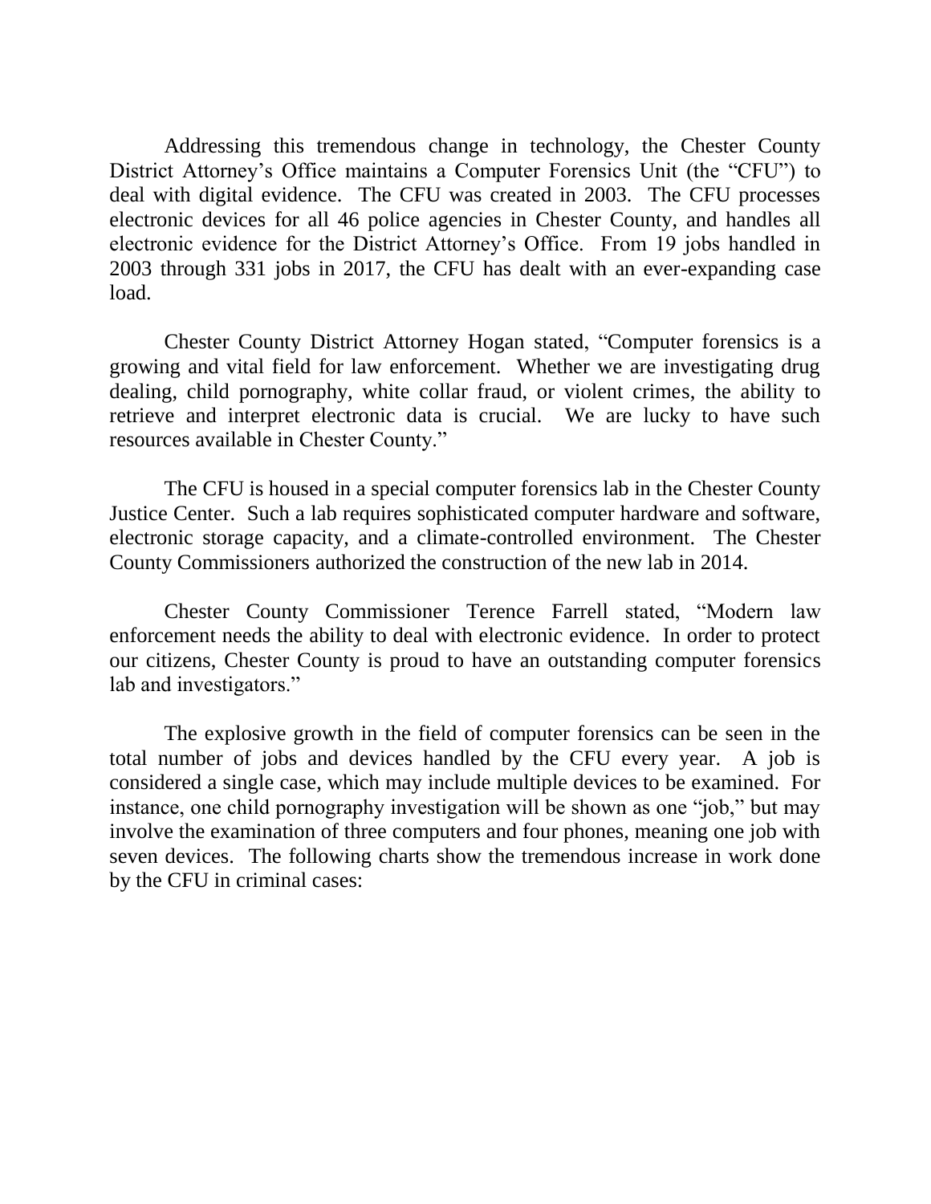Addressing this tremendous change in technology, the Chester County District Attorney's Office maintains a Computer Forensics Unit (the "CFU") to deal with digital evidence. The CFU was created in 2003. The CFU processes electronic devices for all 46 police agencies in Chester County, and handles all electronic evidence for the District Attorney's Office. From 19 jobs handled in 2003 through 331 jobs in 2017, the CFU has dealt with an ever-expanding case load.

Chester County District Attorney Hogan stated, "Computer forensics is a growing and vital field for law enforcement. Whether we are investigating drug dealing, child pornography, white collar fraud, or violent crimes, the ability to retrieve and interpret electronic data is crucial. We are lucky to have such resources available in Chester County."

The CFU is housed in a special computer forensics lab in the Chester County Justice Center. Such a lab requires sophisticated computer hardware and software, electronic storage capacity, and a climate-controlled environment. The Chester County Commissioners authorized the construction of the new lab in 2014.

Chester County Commissioner Terence Farrell stated, "Modern law enforcement needs the ability to deal with electronic evidence. In order to protect our citizens, Chester County is proud to have an outstanding computer forensics lab and investigators."

The explosive growth in the field of computer forensics can be seen in the total number of jobs and devices handled by the CFU every year. A job is considered a single case, which may include multiple devices to be examined. For instance, one child pornography investigation will be shown as one "job," but may involve the examination of three computers and four phones, meaning one job with seven devices. The following charts show the tremendous increase in work done by the CFU in criminal cases: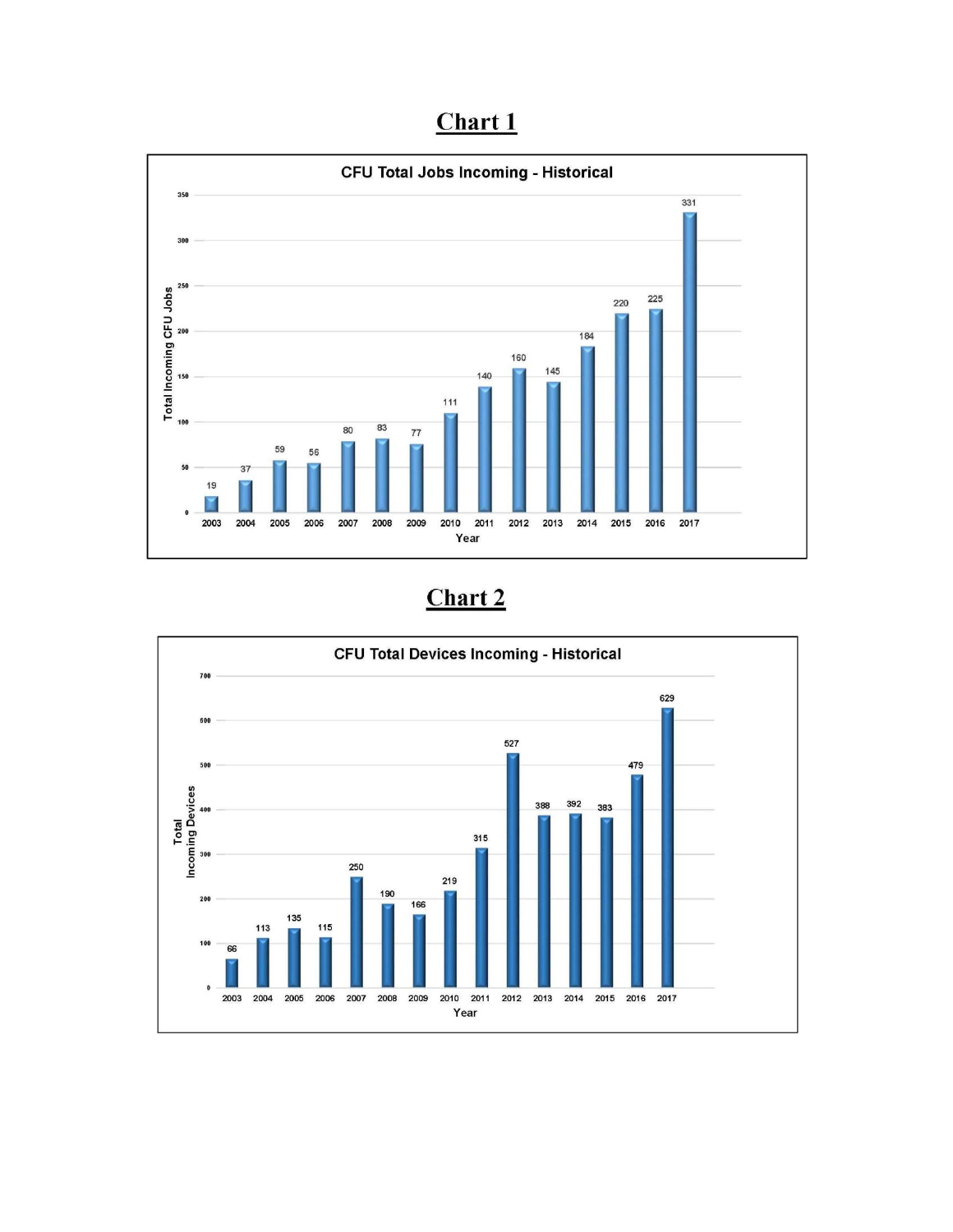# Chart 1

**CFU Total Jobs Incoming - Historical**

| Year | Total Incoming CFU Jobs |
|---|---|
| 2003 | 19 |
| 2004 | 37 |
| 2005 | 59 |
| 2006 | 56 |
| 2007 | 80 |
| 2008 | 83 |
| 2009 | 77 |
| 2010 | 111 |
| 2011 | 140 |
| 2012 | 160 |
| 2013 | 145 |
| 2014 | 184 |
| 2015 | 220 |
| 2016 | 225 |
| 2017 | 331 |

# Chart 2

**CFU Total Devices Incoming - Historical**

| Year | Total Incoming Devices |
|---|---|
| 2003 | 66 |
| 2004 | 113 |
| 2005 | 135 |
| 2006 | 115 |
| 2007 | 250 |
| 2008 | 190 |
| 2009 | 166 |
| 2010 | 219 |
| 2011 | 315 |
| 2012 | 527 |
| 2013 | 388 |
| 2014 | 392 |
| 2015 | 383 |
| 2016 | 479 |
| 2017 | 629 |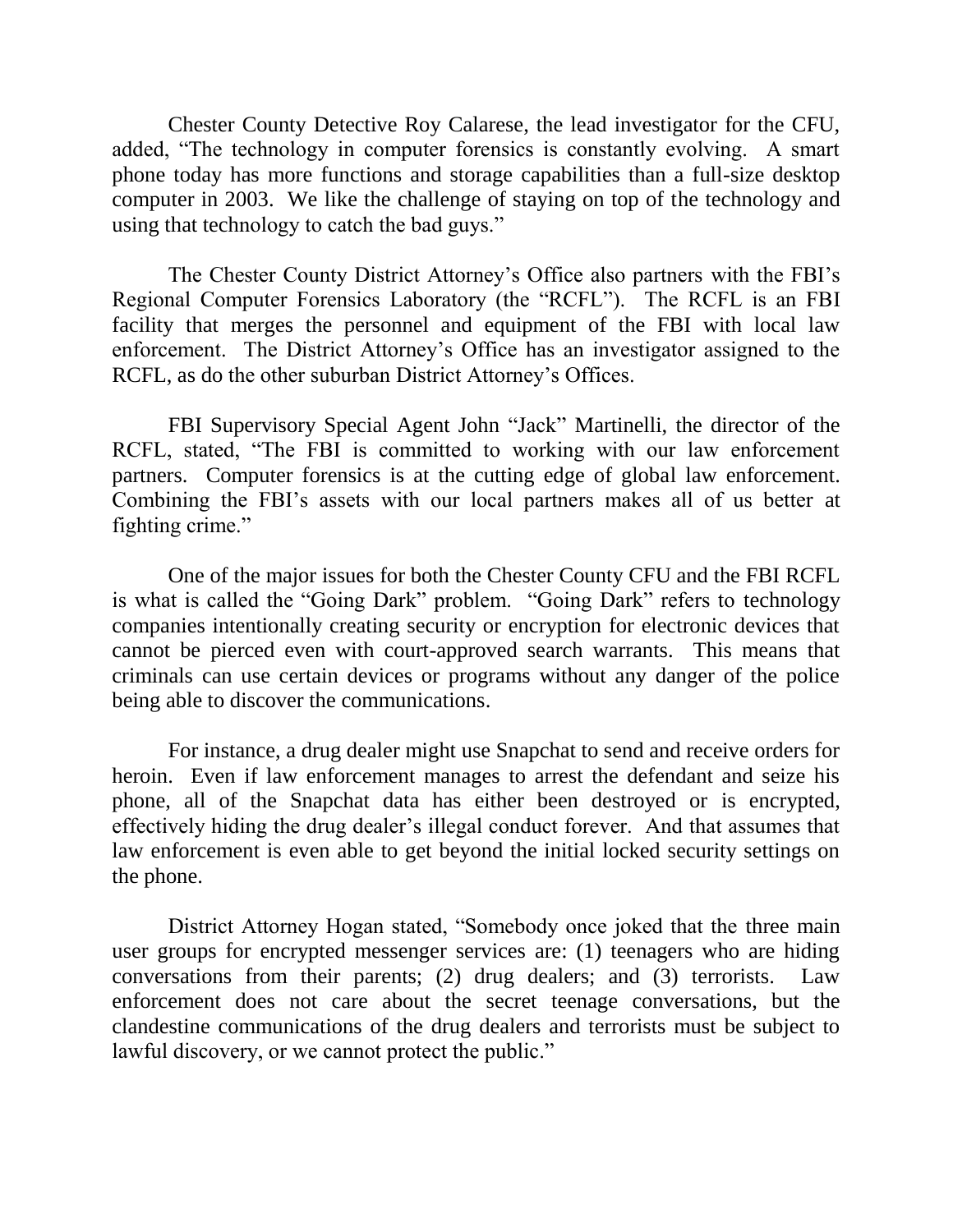Chester County Detective Roy Calarese, the lead investigator for the CFU, added, "The technology in computer forensics is constantly evolving. A smart phone today has more functions and storage capabilities than a full-size desktop computer in 2003. We like the challenge of staying on top of the technology and using that technology to catch the bad guys."

The Chester County District Attorney's Office also partners with the FBI's Regional Computer Forensics Laboratory (the "RCFL"). The RCFL is an FBI facility that merges the personnel and equipment of the FBI with local law enforcement. The District Attorney's Office has an investigator assigned to the RCFL, as do the other suburban District Attorney's Offices.

FBI Supervisory Special Agent John "Jack" Martinelli, the director of the RCFL, stated, "The FBI is committed to working with our law enforcement partners. Computer forensics is at the cutting edge of global law enforcement. Combining the FBI's assets with our local partners makes all of us better at fighting crime."

One of the major issues for both the Chester County CFU and the FBI RCFL is what is called the "Going Dark" problem. "Going Dark" refers to technology companies intentionally creating security or encryption for electronic devices that cannot be pierced even with court-approved search warrants. This means that criminals can use certain devices or programs without any danger of the police being able to discover the communications.

For instance, a drug dealer might use Snapchat to send and receive orders for heroin. Even if law enforcement manages to arrest the defendant and seize his phone, all of the Snapchat data has either been destroyed or is encrypted, effectively hiding the drug dealer's illegal conduct forever. And that assumes that law enforcement is even able to get beyond the initial locked security settings on the phone.

District Attorney Hogan stated, "Somebody once joked that the three main user groups for encrypted messenger services are: (1) teenagers who are hiding conversations from their parents; (2) drug dealers; and (3) terrorists. Law enforcement does not care about the secret teenage conversations, but the clandestine communications of the drug dealers and terrorists must be subject to lawful discovery, or we cannot protect the public."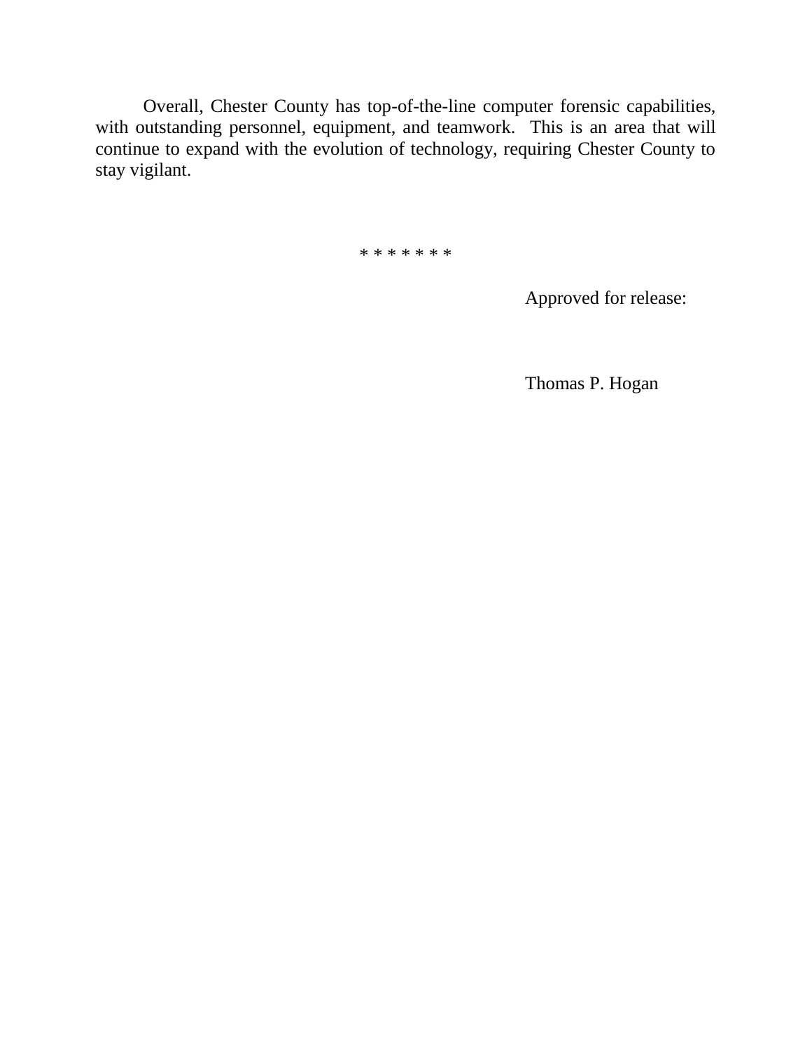Overall, Chester County has top-of-the-line computer forensic capabilities, with outstanding personnel, equipment, and teamwork. This is an area that will continue to expand with the evolution of technology, requiring Chester County to stay vigilant.

* * * * * * *

Approved for release:

Thomas P. Hogan